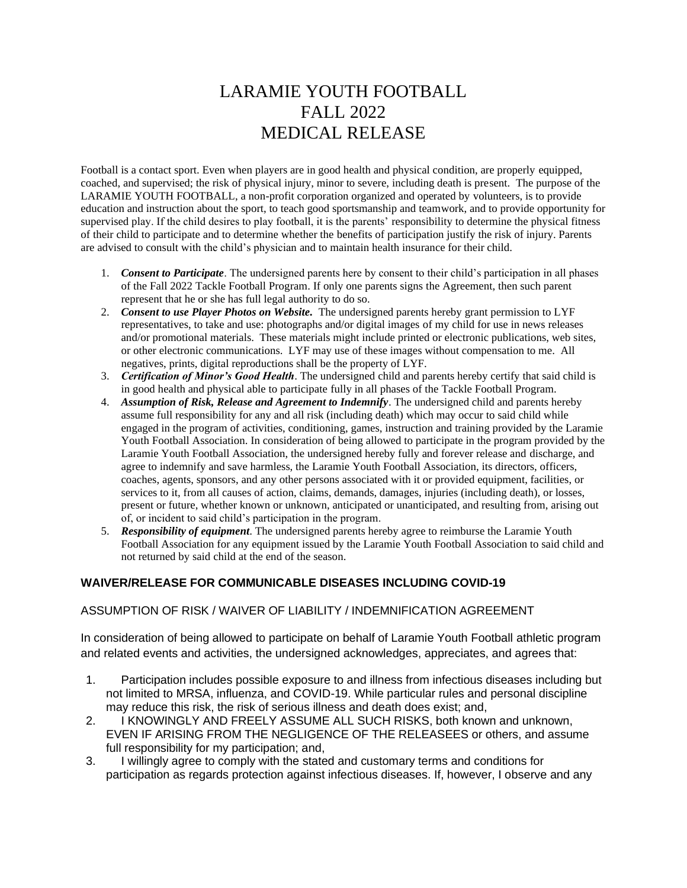# LARAMIE YOUTH FOOTBALL
# FALL 2022
# MEDICAL RELEASE

Football is a contact sport. Even when players are in good health and physical condition, are properly equipped, coached, and supervised; the risk of physical injury, minor to severe, including death is present. The purpose of the LARAMIE YOUTH FOOTBALL, a non-profit corporation organized and operated by volunteers, is to provide education and instruction about the sport, to teach good sportsmanship and teamwork, and to provide opportunity for supervised play. If the child desires to play football, it is the parents' responsibility to determine the physical fitness of their child to participate and to determine whether the benefits of participation justify the risk of injury. Parents are advised to consult with the child's physician and to maintain health insurance for their child.

1. ***Consent to Participate***. The undersigned parents here by consent to their child's participation in all phases of the Fall 2022 Tackle Football Program. If only one parents signs the Agreement, then such parent represent that he or she has full legal authority to do so.
2. ***Consent to use Player Photos on Website.*** The undersigned parents hereby grant permission to LYF representatives, to take and use: photographs and/or digital images of my child for use in news releases and/or promotional materials. These materials might include printed or electronic publications, web sites, or other electronic communications. LYF may use of these images without compensation to me. All negatives, prints, digital reproductions shall be the property of LYF.
3. ***Certification of Minor's Good Health***. The undersigned child and parents hereby certify that said child is in good health and physical able to participate fully in all phases of the Tackle Football Program.
4. ***Assumption of Risk, Release and Agreement to Indemnify***. The undersigned child and parents hereby assume full responsibility for any and all risk (including death) which may occur to said child while engaged in the program of activities, conditioning, games, instruction and training provided by the Laramie Youth Football Association. In consideration of being allowed to participate in the program provided by the Laramie Youth Football Association, the undersigned hereby fully and forever release and discharge, and agree to indemnify and save harmless, the Laramie Youth Football Association, its directors, officers, coaches, agents, sponsors, and any other persons associated with it or provided equipment, facilities, or services to it, from all causes of action, claims, demands, damages, injuries (including death), or losses, present or future, whether known or unknown, anticipated or unanticipated, and resulting from, arising out of, or incident to said child's participation in the program.
5. ***Responsibility of equipment***. The undersigned parents hereby agree to reimburse the Laramie Youth Football Association for any equipment issued by the Laramie Youth Football Association to said child and not returned by said child at the end of the season.

## WAIVER/RELEASE FOR COMMUNICABLE DISEASES INCLUDING COVID-19

ASSUMPTION OF RISK / WAIVER OF LIABILITY / INDEMNIFICATION AGREEMENT

In consideration of being allowed to participate on behalf of Laramie Youth Football athletic program and related events and activities, the undersigned acknowledges, appreciates, and agrees that:

1. Participation includes possible exposure to and illness from infectious diseases including but not limited to MRSA, influenza, and COVID-19. While particular rules and personal discipline may reduce this risk, the risk of serious illness and death does exist; and,
2. I KNOWINGLY AND FREELY ASSUME ALL SUCH RISKS, both known and unknown, EVEN IF ARISING FROM THE NEGLIGENCE OF THE RELEASEES or others, and assume full responsibility for my participation; and,
3. I willingly agree to comply with the stated and customary terms and conditions for participation as regards protection against infectious diseases. If, however, I observe and any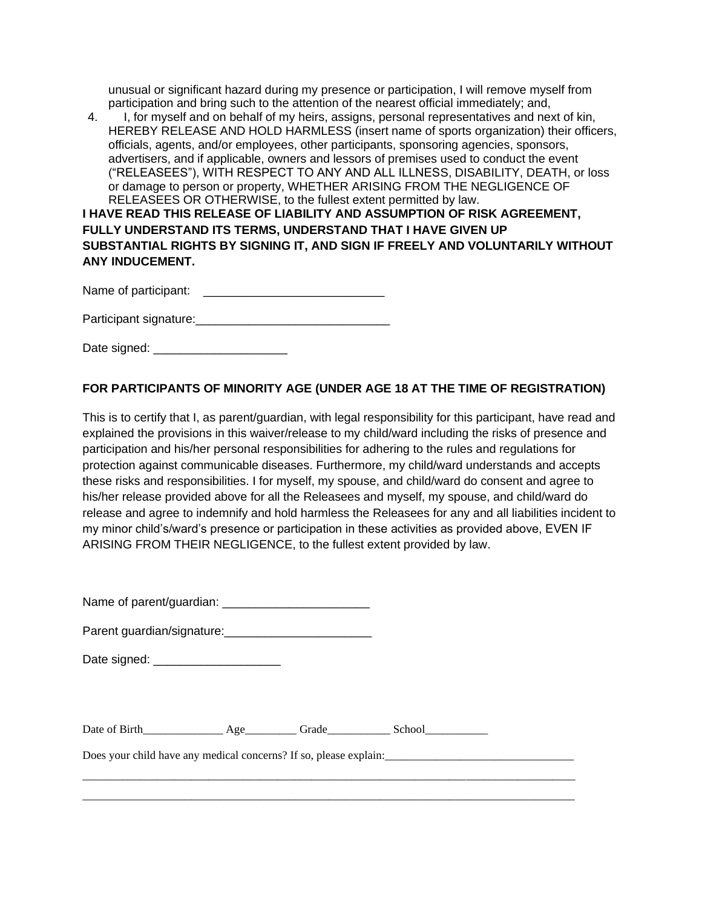unusual or significant hazard during my presence or participation, I will remove myself from participation and bring such to the attention of the nearest official immediately; and,

4. I, for myself and on behalf of my heirs, assigns, personal representatives and next of kin, HEREBY RELEASE AND HOLD HARMLESS (insert name of sports organization) their officers, officials, agents, and/or employees, other participants, sponsoring agencies, sponsors, advertisers, and if applicable, owners and lessors of premises used to conduct the event ("RELEASEES"), WITH RESPECT TO ANY AND ALL ILLNESS, DISABILITY, DEATH, or loss or damage to person or property, WHETHER ARISING FROM THE NEGLIGENCE OF RELEASEES OR OTHERWISE, to the fullest extent permitted by law.

**I HAVE READ THIS RELEASE OF LIABILITY AND ASSUMPTION OF RISK AGREEMENT, FULLY UNDERSTAND ITS TERMS, UNDERSTAND THAT I HAVE GIVEN UP SUBSTANTIAL RIGHTS BY SIGNING IT, AND SIGN IF FREELY AND VOLUNTARILY WITHOUT ANY INDUCEMENT.**

Name of participant: ___________________________

Participant signature:_____________________________

Date signed: ____________________

**FOR PARTICIPANTS OF MINORITY AGE (UNDER AGE 18 AT THE TIME OF REGISTRATION)**

This is to certify that I, as parent/guardian, with legal responsibility for this participant, have read and explained the provisions in this waiver/release to my child/ward including the risks of presence and participation and his/her personal responsibilities for adhering to the rules and regulations for protection against communicable diseases. Furthermore, my child/ward understands and accepts these risks and responsibilities. I for myself, my spouse, and child/ward do consent and agree to his/her release provided above for all the Releasees and myself, my spouse, and child/ward do release and agree to indemnify and hold harmless the Releasees for any and all liabilities incident to my minor child's/ward's presence or participation in these activities as provided above, EVEN IF ARISING FROM THEIR NEGLIGENCE, to the fullest extent provided by law.

Name of parent/guardian: ______________________

Parent guardian/signature:______________________

Date signed: ___________________

Date of Birth______________ Age_________ Grade___________ School___________

Does your child have any medical concerns? If so, please explain:________________________________

_____________________________________________________________________________________

_____________________________________________________________________________________